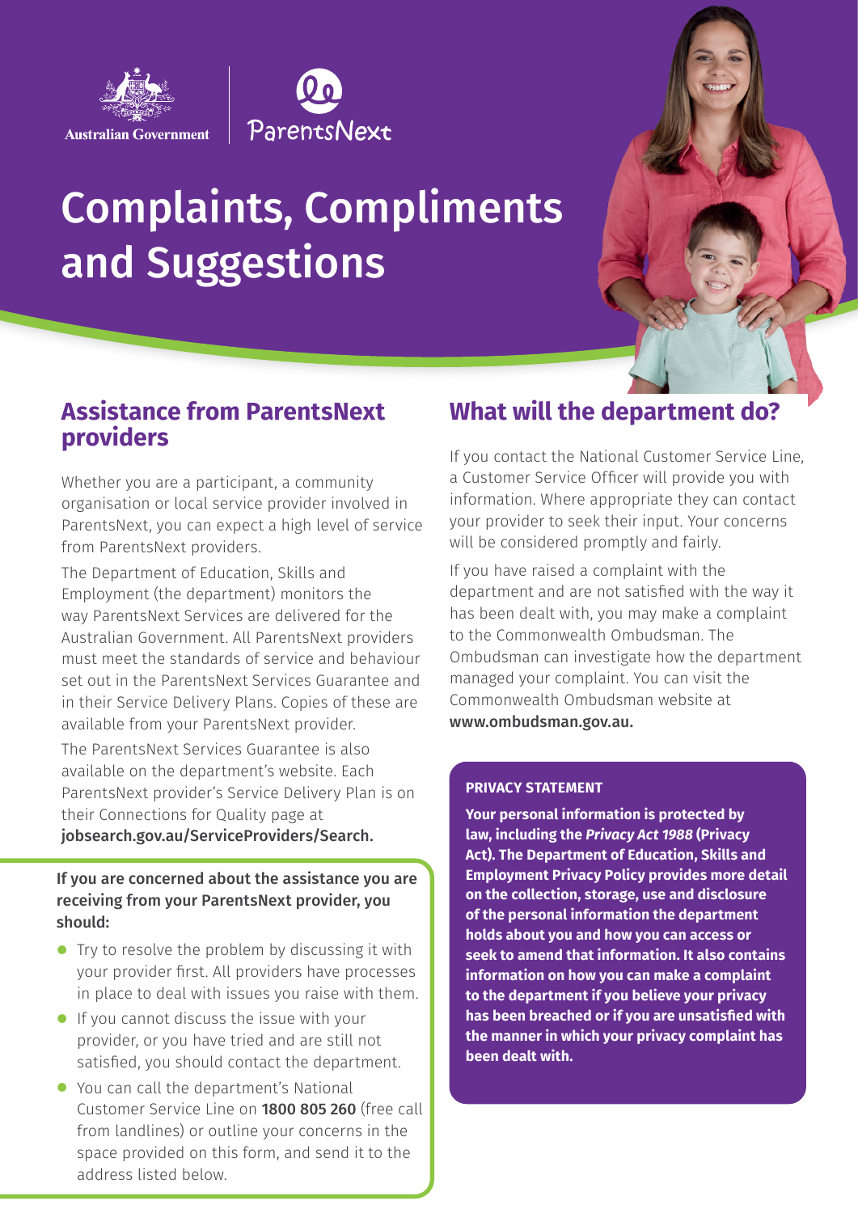Australian Government | ParentsNext

# Complaints, Compliments and Suggestions

## Assistance from ParentsNext providers

Whether you are a participant, a community organisation or local service provider involved in ParentsNext, you can expect a high level of service from ParentsNext providers.

The Department of Education, Skills and Employment (the department) monitors the way ParentsNext Services are delivered for the Australian Government. All ParentsNext providers must meet the standards of service and behaviour set out in the ParentsNext Services Guarantee and in their Service Delivery Plans. Copies of these are available from your ParentsNext provider.

The ParentsNext Services Guarantee is also available on the department's website. Each ParentsNext provider's Service Delivery Plan is on their Connections for Quality page at **jobsearch.gov.au/ServiceProviders/Search.**

**If you are concerned about the assistance you are receiving from your ParentsNext provider, you should:**

- Try to resolve the problem by discussing it with your provider first. All providers have processes in place to deal with issues you raise with them.
- If you cannot discuss the issue with your provider, or you have tried and are still not satisfied, you should contact the department.
- You can call the department's National Customer Service Line on **1800 805 260** (free call from landlines) or outline your concerns in the space provided on this form, and send it to the address listed below.

## What will the department do?

If you contact the National Customer Service Line, a Customer Service Officer will provide you with information. Where appropriate they can contact your provider to seek their input. Your concerns will be considered promptly and fairly.

If you have raised a complaint with the department and are not satisfied with the way it has been dealt with, you may make a complaint to the Commonwealth Ombudsman. The Ombudsman can investigate how the department managed your complaint. You can visit the Commonwealth Ombudsman website at **www.ombudsman.gov.au.**

**PRIVACY STATEMENT**

**Your personal information is protected by law, including the *Privacy Act 1988* (Privacy Act). The Department of Education, Skills and Employment Privacy Policy provides more detail on the collection, storage, use and disclosure of the personal information the department holds about you and how you can access or seek to amend that information. It also contains information on how you can make a complaint to the department if you believe your privacy has been breached or if you are unsatisfied with the manner in which your privacy complaint has been dealt with.**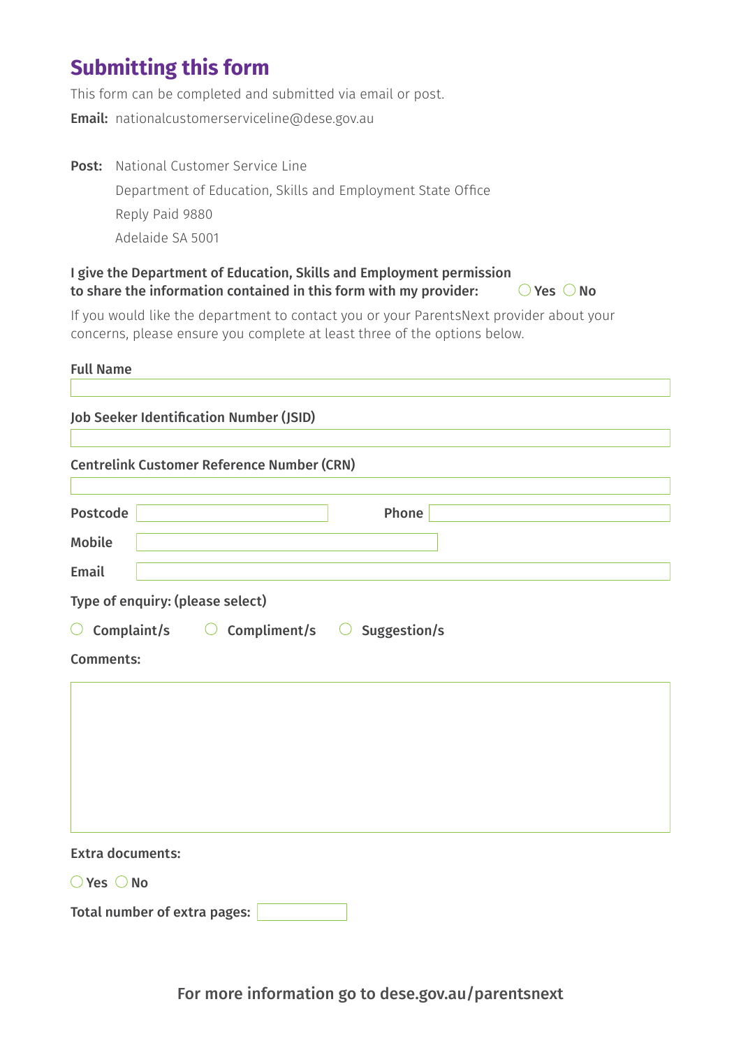# Submitting this form

This form can be completed and submitted via email or post.

**Email:** nationalcustomerserviceline@dese.gov.au

**Post:** National Customer Service Line
Department of Education, Skills and Employment State Office
Reply Paid 9880
Adelaide SA 5001

**I give the Department of Education, Skills and Employment permission to share the information contained in this form with my provider:** ○ **Yes** ○ **No**

If you would like the department to contact you or your ParentsNext provider about your concerns, please ensure you complete at least three of the options below.

**Full Name**

**Job Seeker Identification Number (JSID)**

**Centrelink Customer Reference Number (CRN)**

**Postcode** **Phone**

**Mobile**

**Email**

**Type of enquiry: (please select)**

○ **Complaint/s** ○ **Compliment/s** ○ **Suggestion/s**

**Comments:**

**Extra documents:**

○ **Yes** ○ **No**

**Total number of extra pages:**

**For more information go to dese.gov.au/parentsnext**